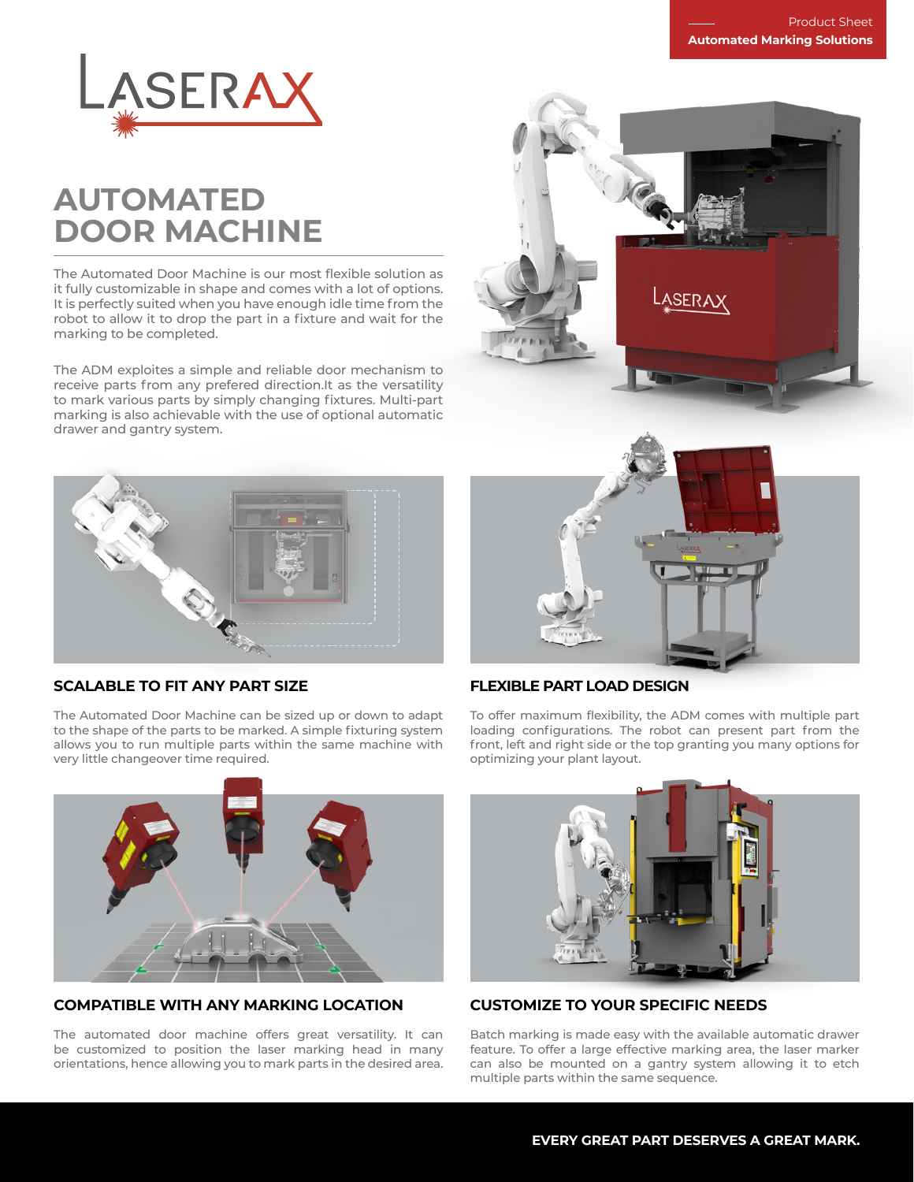Product Sheet
**Automated Marking Solutions**

LASERAX

# AUTOMATED DOOR MACHINE

The Automated Door Machine is our most flexible solution as it fully customizable in shape and comes with a lot of options. It is perfectly suited when you have enough idle time from the robot to allow it to drop the part in a fixture and wait for the marking to be completed.

The ADM exploites a simple and reliable door mechanism to receive parts from any prefered direction.It as the versatility to mark various parts by simply changing fixtures. Multi-part marking is also achievable with the use of optional automatic drawer and gantry system.

## SCALABLE TO FIT ANY PART SIZE

The Automated Door Machine can be sized up or down to adapt to the shape of the parts to be marked. A simple fixturing system allows you to run multiple parts within the same machine with very little changeover time required.

## FLEXIBLE PART LOAD DESIGN

To offer maximum flexibility, the ADM comes with multiple part loading configurations. The robot can present part from the front, left and right side or the top granting you many options for optimizing your plant layout.

## COMPATIBLE WITH ANY MARKING LOCATION

The automated door machine offers great versatility. It can be customized to position the laser marking head in many orientations, hence allowing you to mark parts in the desired area.

## CUSTOMIZE TO YOUR SPECIFIC NEEDS

Batch marking is made easy with the available automatic drawer feature. To offer a large effective marking area, the laser marker can also be mounted on a gantry system allowing it to etch multiple parts within the same sequence.

**EVERY GREAT PART DESERVES A GREAT MARK.**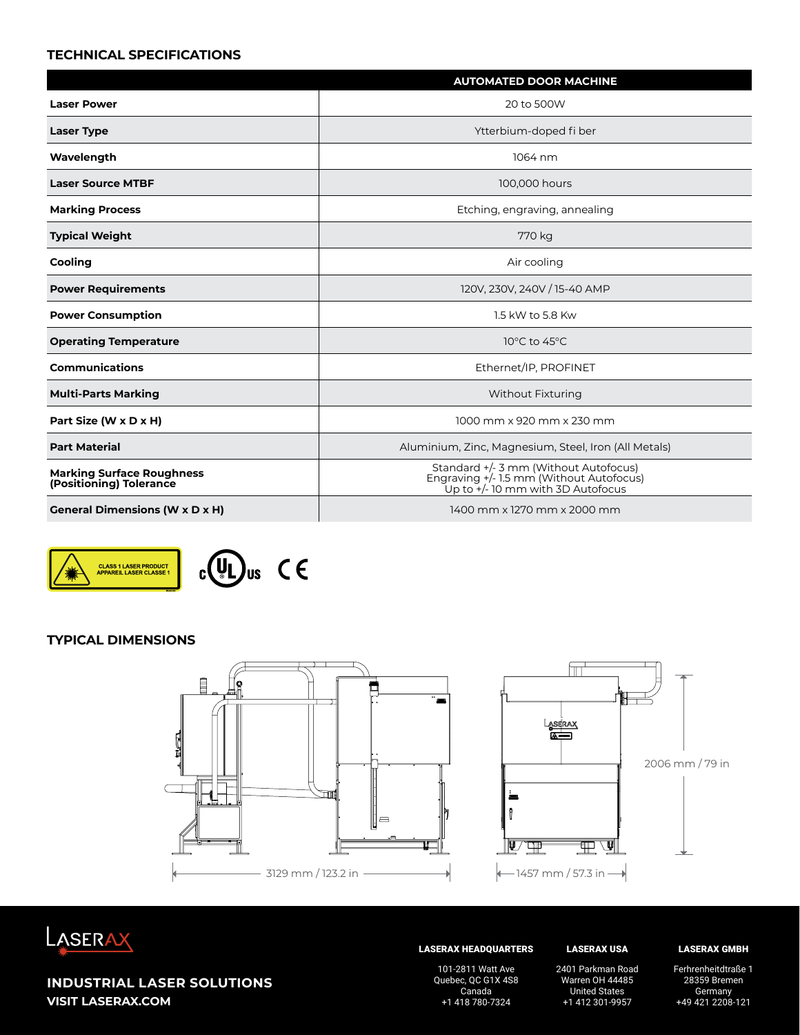## TECHNICAL SPECIFICATIONS

| | AUTOMATED DOOR MACHINE |
|---|---|
| **Laser Power** | 20 to 500W |
| **Laser Type** | Ytterbium-doped fi ber |
| **Wavelength** | 1064 nm |
| **Laser Source MTBF** | 100,000 hours |
| **Marking Process** | Etching, engraving, annealing |
| **Typical Weight** | 770 kg |
| **Cooling** | Air cooling |
| **Power Requirements** | 120V, 230V, 240V / 15-40 AMP |
| **Power Consumption** | 1.5 kW to 5.8 Kw |
| **Operating Temperature** | 10°C to 45°C |
| **Communications** | Ethernet/IP, PROFINET |
| **Multi-Parts Marking** | Without Fixturing |
| **Part Size (W x D x H)** | 1000 mm x 920 mm x 230 mm |
| **Part Material** | Aluminium, Zinc, Magnesium, Steel, Iron (All Metals) |
| **Marking Surface Roughness (Positioning) Tolerance** | Standard +/- 3 mm (Without Autofocus)<br>Engraving +/- 1.5 mm (Without Autofocus)<br>Up to +/- 10 mm with 3D Autofocus |
| **General Dimensions (W x D x H)** | 1400 mm x 1270 mm x 2000 mm |

CLASS 1 LASER PRODUCT
APPAREIL LASER CLASSE 1

## TYPICAL DIMENSIONS

2006 mm / 79 in

3129 mm / 123.2 in

1457 mm / 57.3 in

LASERAX

**INDUSTRIAL LASER SOLUTIONS**
**VISIT LASERAX.COM**

**LASERAX HEADQUARTERS**
101-2811 Watt Ave
Quebec, QC G1X 4S8
Canada
+1 418 780-7324

**LASERAX USA**
2401 Parkman Road
Warren OH 44485
United States
+1 412 301-9957

**LASERAX GMBH**
Ferhrenheitdtraße 1
28359 Bremen
Germany
+49 421 2208-121